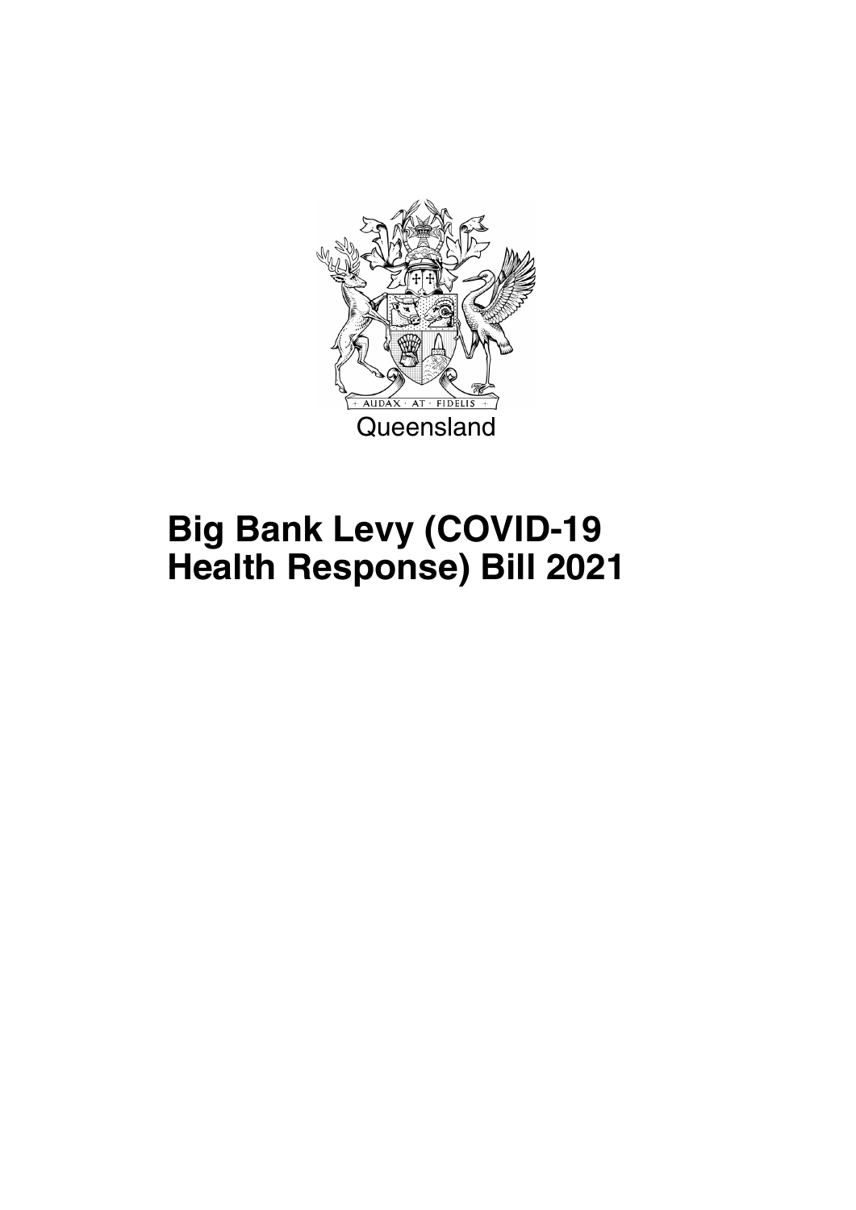Queensland

# Big Bank Levy (COVID-19 Health Response) Bill 2021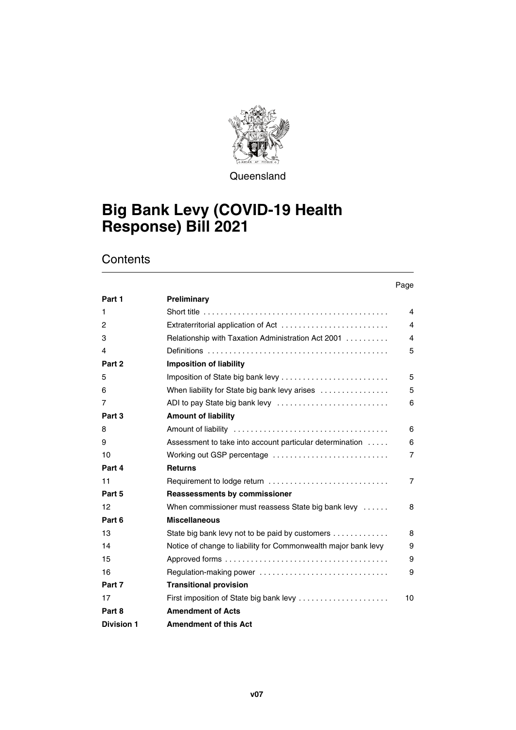Queensland

# Big Bank Levy (COVID-19 Health Response) Bill 2021

## Contents

| | | Page |
|---|---|---|
| **Part 1** | **Preliminary** | |
| 1 | Short title | 4 |
| 2 | Extraterritorial application of Act | 4 |
| 3 | Relationship with Taxation Administration Act 2001 | 4 |
| 4 | Definitions | 5 |
| **Part 2** | **Imposition of liability** | |
| 5 | Imposition of State big bank levy | 5 |
| 6 | When liability for State big bank levy arises | 5 |
| 7 | ADI to pay State big bank levy | 6 |
| **Part 3** | **Amount of liability** | |
| 8 | Amount of liability | 6 |
| 9 | Assessment to take into account particular determination | 6 |
| 10 | Working out GSP percentage | 7 |
| **Part 4** | **Returns** | |
| 11 | Requirement to lodge return | 7 |
| **Part 5** | **Reassessments by commissioner** | |
| 12 | When commissioner must reassess State big bank levy | 8 |
| **Part 6** | **Miscellaneous** | |
| 13 | State big bank levy not to be paid by customers | 8 |
| 14 | Notice of change to liability for Commonwealth major bank levy | 9 |
| 15 | Approved forms | 9 |
| 16 | Regulation-making power | 9 |
| **Part 7** | **Transitional provision** | |
| 17 | First imposition of State big bank levy | 10 |
| **Part 8** | **Amendment of Acts** | |
| **Division 1** | **Amendment of this Act** | |

v07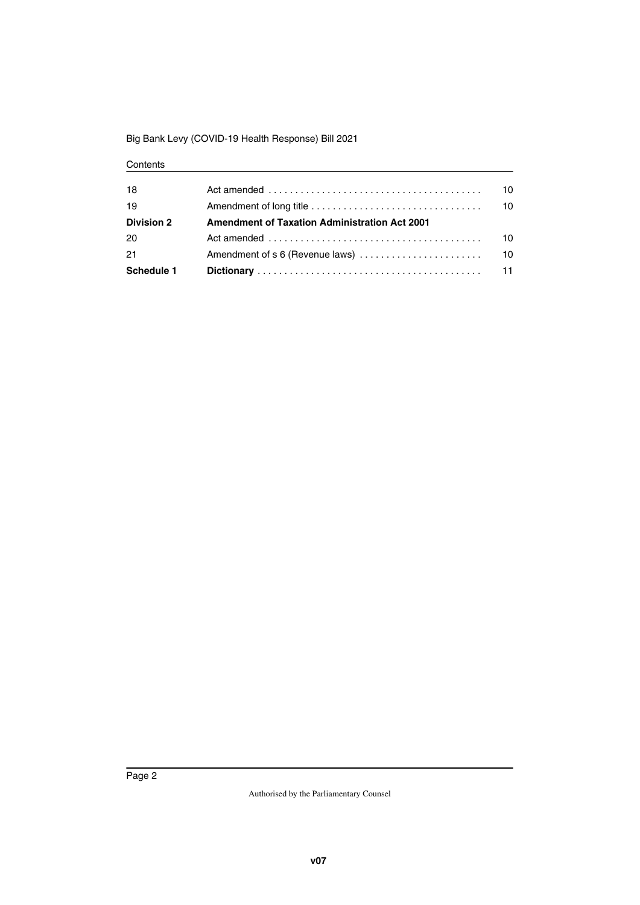| | | |
|---|---|---|
| 18 | Act amended | 10 |
| 19 | Amendment of long title | 10 |
| **Division 2** | **Amendment of Taxation Administration Act 2001** | |
| 20 | Act amended | 10 |
| 21 | Amendment of s 6 (Revenue laws) | 10 |
| **Schedule 1** | **Dictionary** | 11 |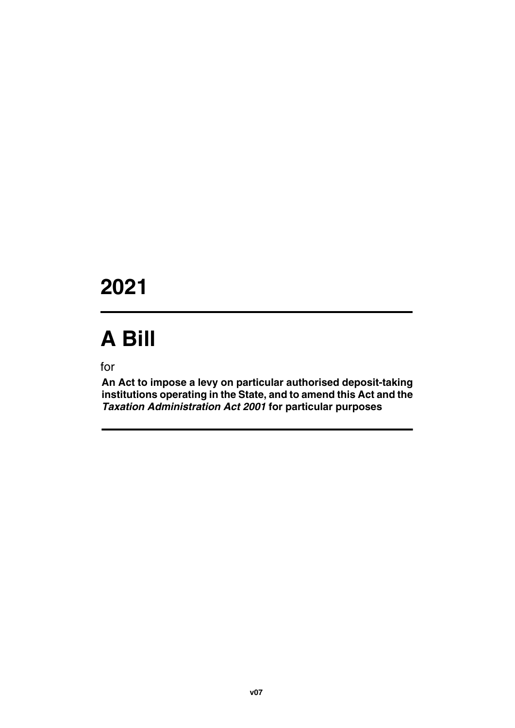# 2021

# A Bill

for

**An Act to impose a levy on particular authorised deposit-taking institutions operating in the State, and to amend this Act and the *Taxation Administration Act 2001* for particular purposes**

v07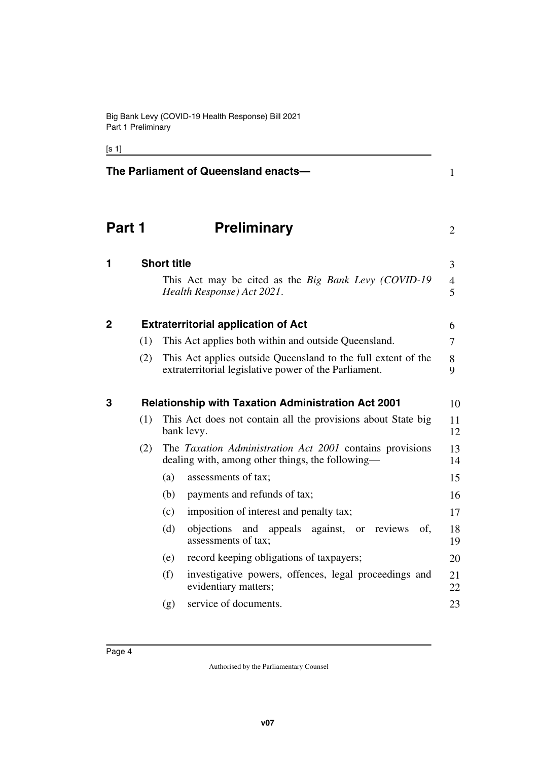**The Parliament of Queensland enacts—**

# Part 1 Preliminary

## 1 Short title

This Act may be cited as the *Big Bank Levy (COVID-19 Health Response) Act 2021*.

## 2 Extraterritorial application of Act

(1) This Act applies both within and outside Queensland.

(2) This Act applies outside Queensland to the full extent of the extraterritorial legislative power of the Parliament.

## 3 Relationship with Taxation Administration Act 2001

(1) This Act does not contain all the provisions about State big bank levy.

(2) The *Taxation Administration Act 2001* contains provisions dealing with, among other things, the following—

(a) assessments of tax;

(b) payments and refunds of tax;

(c) imposition of interest and penalty tax;

(d) objections and appeals against, or reviews of, assessments of tax;

(e) record keeping obligations of taxpayers;

(f) investigative powers, offences, legal proceedings and evidentiary matters;

(g) service of documents.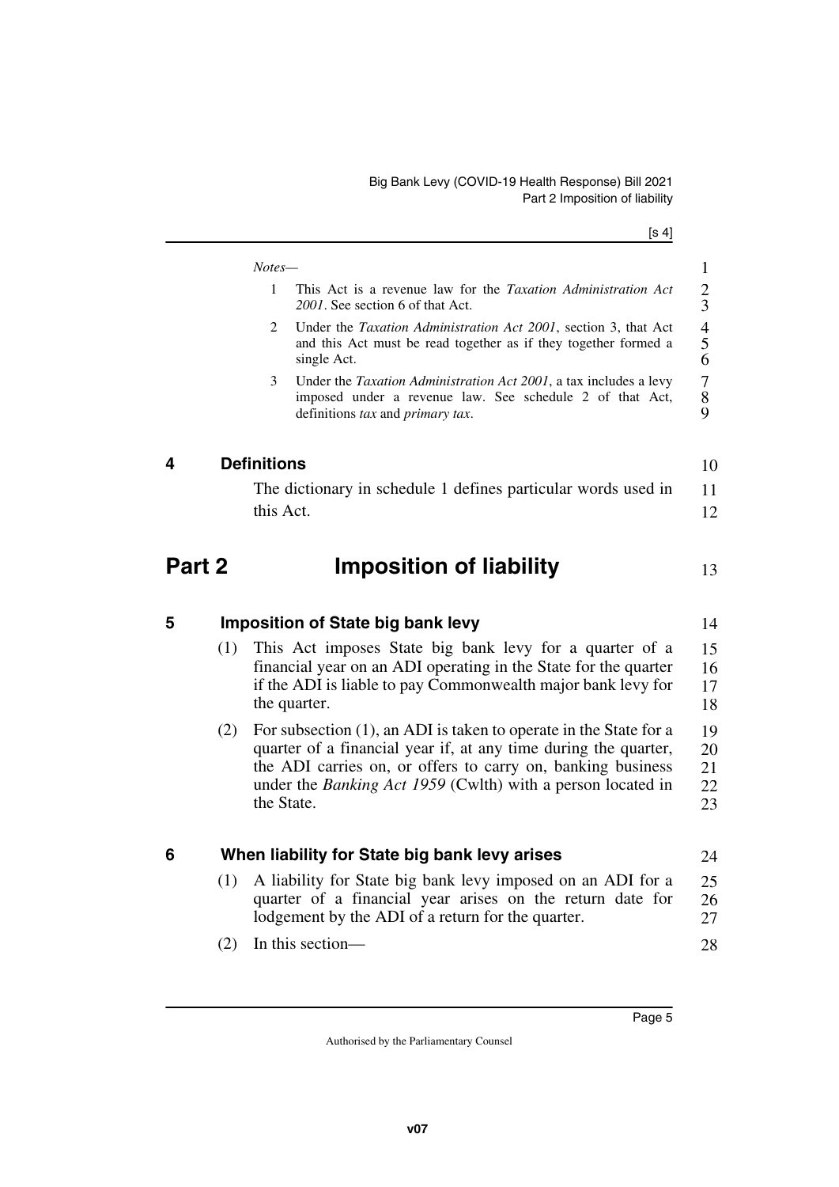*Notes—*

1. This Act is a revenue law for the *Taxation Administration Act 2001*. See section 6 of that Act.
2. Under the *Taxation Administration Act 2001*, section 3, that Act and this Act must be read together as if they together formed a single Act.
3. Under the *Taxation Administration Act 2001*, a tax includes a levy imposed under a revenue law. See schedule 2 of that Act, definitions *tax* and *primary tax*.

### 4 Definitions

The dictionary in schedule 1 defines particular words used in this Act.

# Part 2 Imposition of liability

### 5 Imposition of State big bank levy

(1) This Act imposes State big bank levy for a quarter of a financial year on an ADI operating in the State for the quarter if the ADI is liable to pay Commonwealth major bank levy for the quarter.

(2) For subsection (1), an ADI is taken to operate in the State for a quarter of a financial year if, at any time during the quarter, the ADI carries on, or offers to carry on, banking business under the *Banking Act 1959* (Cwlth) with a person located in the State.

### 6 When liability for State big bank levy arises

(1) A liability for State big bank levy imposed on an ADI for a quarter of a financial year arises on the return date for lodgement by the ADI of a return for the quarter.

(2) In this section—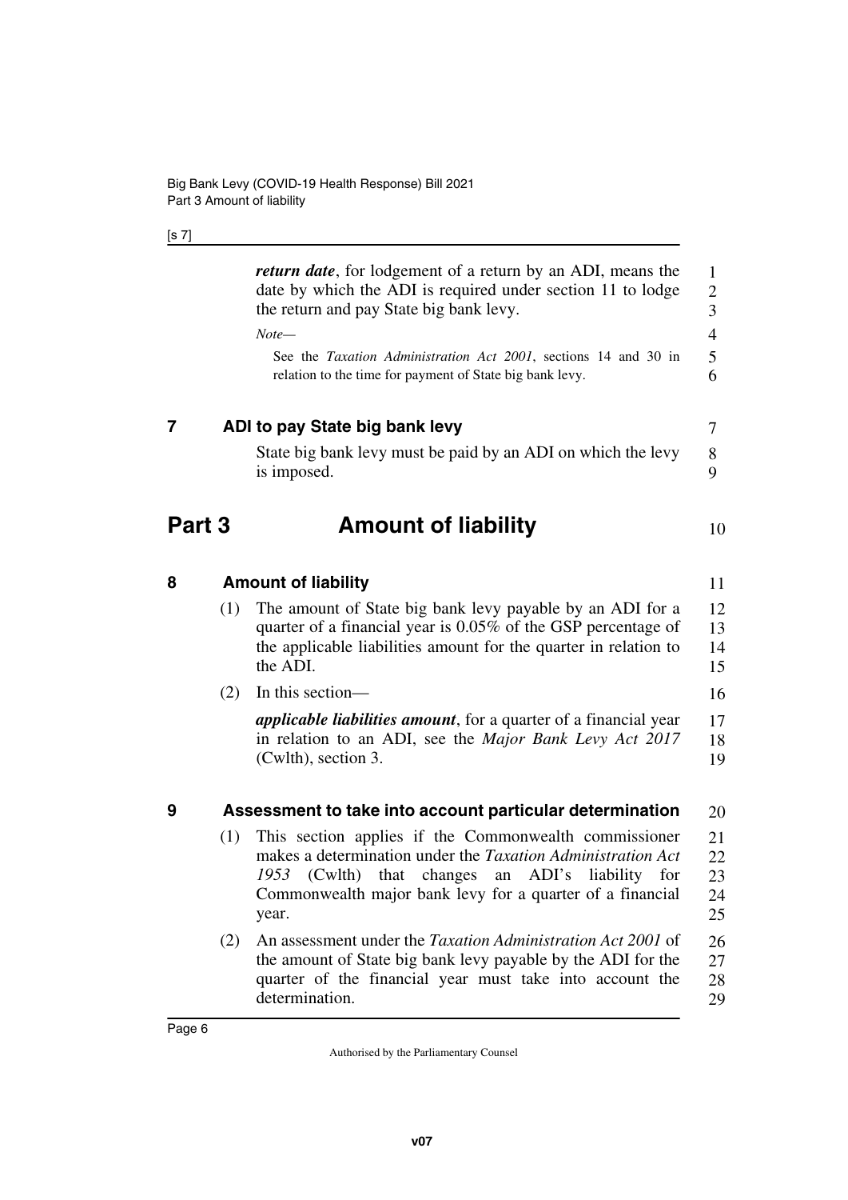***return date***, for lodgement of a return by an ADI, means the date by which the ADI is required under section 11 to lodge the return and pay State big bank levy.

*Note—*

See the *Taxation Administration Act 2001*, sections 14 and 30 in relation to the time for payment of State big bank levy.

### 7 ADI to pay State big bank levy

State big bank levy must be paid by an ADI on which the levy is imposed.

## Part 3 Amount of liability

### 8 Amount of liability

(1) The amount of State big bank levy payable by an ADI for a quarter of a financial year is 0.05% of the GSP percentage of the applicable liabilities amount for the quarter in relation to the ADI.

(2) In this section—

***applicable liabilities amount***, for a quarter of a financial year in relation to an ADI, see the *Major Bank Levy Act 2017* (Cwlth), section 3.

### 9 Assessment to take into account particular determination

(1) This section applies if the Commonwealth commissioner makes a determination under the *Taxation Administration Act 1953* (Cwlth) that changes an ADI's liability for Commonwealth major bank levy for a quarter of a financial year.

(2) An assessment under the *Taxation Administration Act 2001* of the amount of State big bank levy payable by the ADI for the quarter of the financial year must take into account the determination.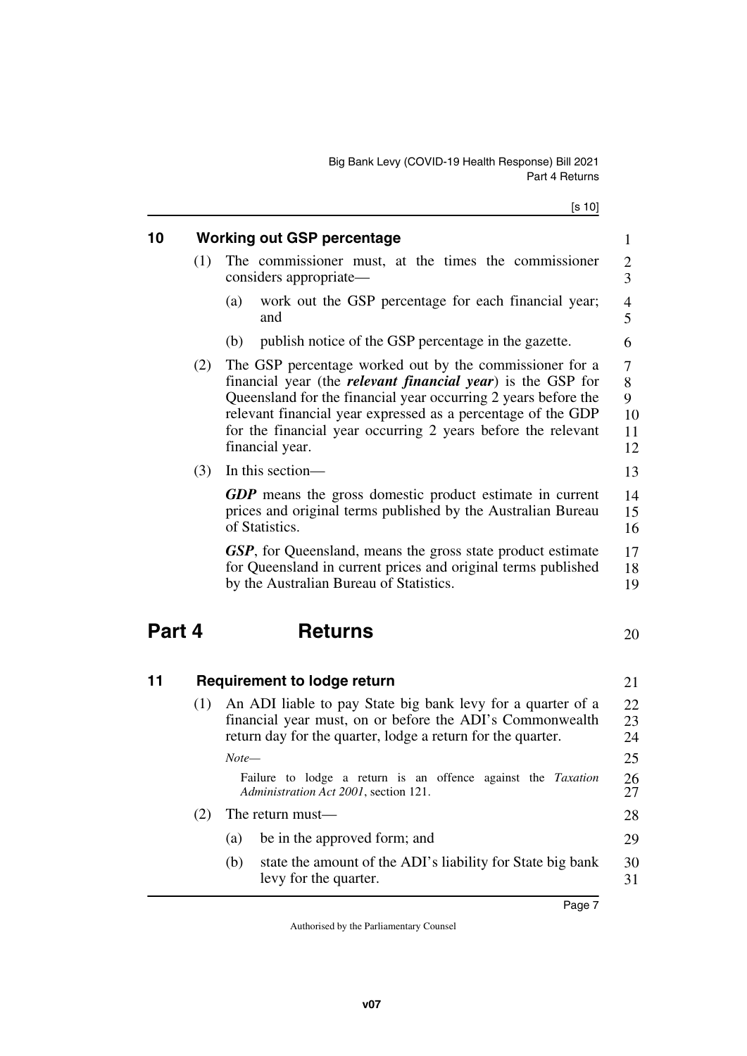## 10 Working out GSP percentage

(1) The commissioner must, at the times the commissioner considers appropriate—

(a) work out the GSP percentage for each financial year; and

(b) publish notice of the GSP percentage in the gazette.

(2) The GSP percentage worked out by the commissioner for a financial year (the ***relevant financial year***) is the GSP for Queensland for the financial year occurring 2 years before the relevant financial year expressed as a percentage of the GDP for the financial year occurring 2 years before the relevant financial year.

(3) In this section—

***GDP*** means the gross domestic product estimate in current prices and original terms published by the Australian Bureau of Statistics.

***GSP***, for Queensland, means the gross state product estimate for Queensland in current prices and original terms published by the Australian Bureau of Statistics.

# Part 4 Returns

## 11 Requirement to lodge return

(1) An ADI liable to pay State big bank levy for a quarter of a financial year must, on or before the ADI's Commonwealth return day for the quarter, lodge a return for the quarter.

*Note—*

Failure to lodge a return is an offence against the *Taxation Administration Act 2001*, section 121.

(2) The return must—

(a) be in the approved form; and

(b) state the amount of the ADI's liability for State big bank levy for the quarter.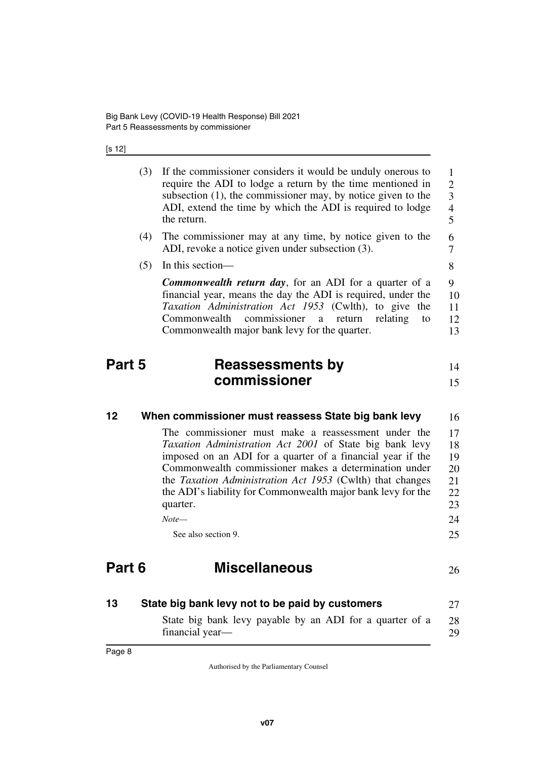(3) If the commissioner considers it would be unduly onerous to require the ADI to lodge a return by the time mentioned in subsection (1), the commissioner may, by notice given to the ADI, extend the time by which the ADI is required to lodge the return.

(4) The commissioner may at any time, by notice given to the ADI, revoke a notice given under subsection (3).

(5) In this section—

***Commonwealth return day***, for an ADI for a quarter of a financial year, means the day the ADI is required, under the *Taxation Administration Act 1953* (Cwlth), to give the Commonwealth commissioner a return relating to Commonwealth major bank levy for the quarter.

# Part 5 Reassessments by commissioner

## 12 When commissioner must reassess State big bank levy

The commissioner must make a reassessment under the *Taxation Administration Act 2001* of State big bank levy imposed on an ADI for a quarter of a financial year if the Commonwealth commissioner makes a determination under the *Taxation Administration Act 1953* (Cwlth) that changes the ADI's liability for Commonwealth major bank levy for the quarter.

*Note—*

See also section 9.

# Part 6 Miscellaneous

## 13 State big bank levy not to be paid by customers

State big bank levy payable by an ADI for a quarter of a financial year—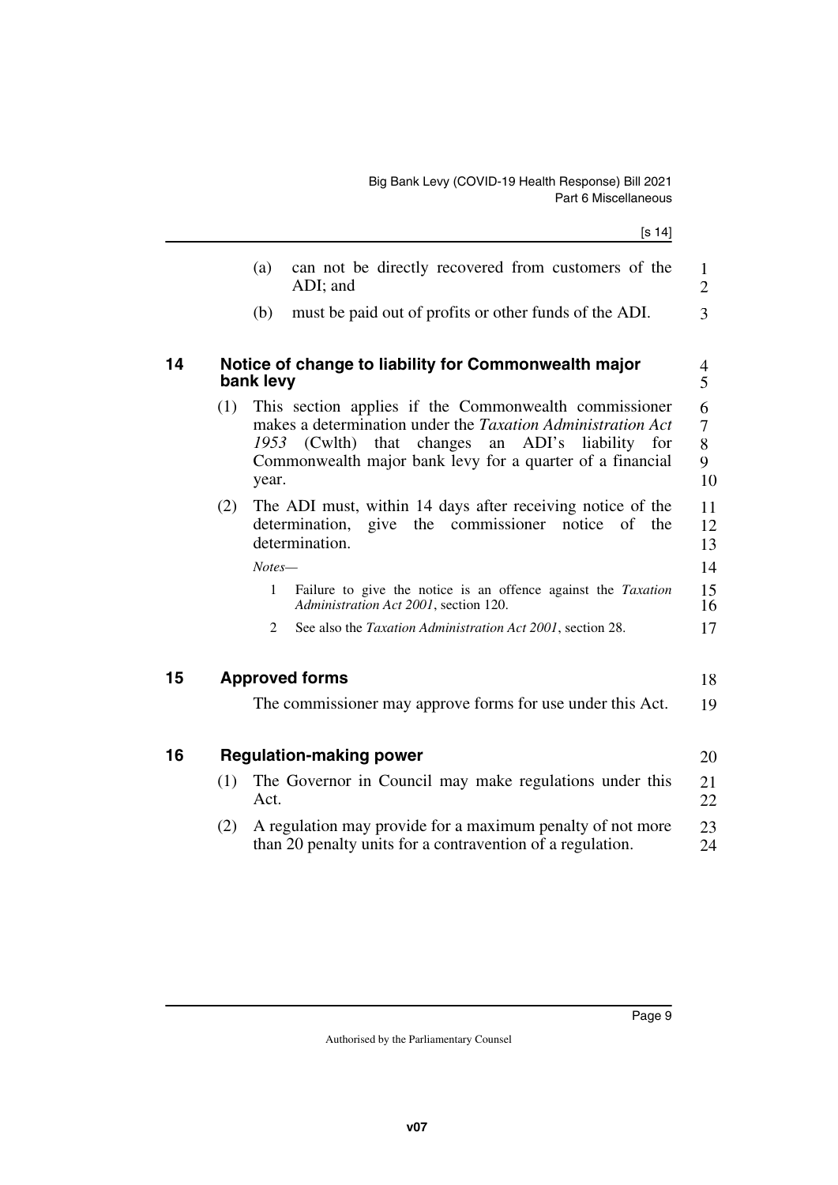(a) can not be directly recovered from customers of the ADI; and

(b) must be paid out of profits or other funds of the ADI.

## 14 Notice of change to liability for Commonwealth major bank levy

(1) This section applies if the Commonwealth commissioner makes a determination under the *Taxation Administration Act 1953* (Cwlth) that changes an ADI's liability for Commonwealth major bank levy for a quarter of a financial year.

(2) The ADI must, within 14 days after receiving notice of the determination, give the commissioner notice of the determination.

*Notes—*

1 Failure to give the notice is an offence against the *Taxation Administration Act 2001*, section 120.

2 See also the *Taxation Administration Act 2001*, section 28.

## 15 Approved forms

The commissioner may approve forms for use under this Act.

## 16 Regulation-making power

(1) The Governor in Council may make regulations under this Act.

(2) A regulation may provide for a maximum penalty of not more than 20 penalty units for a contravention of a regulation.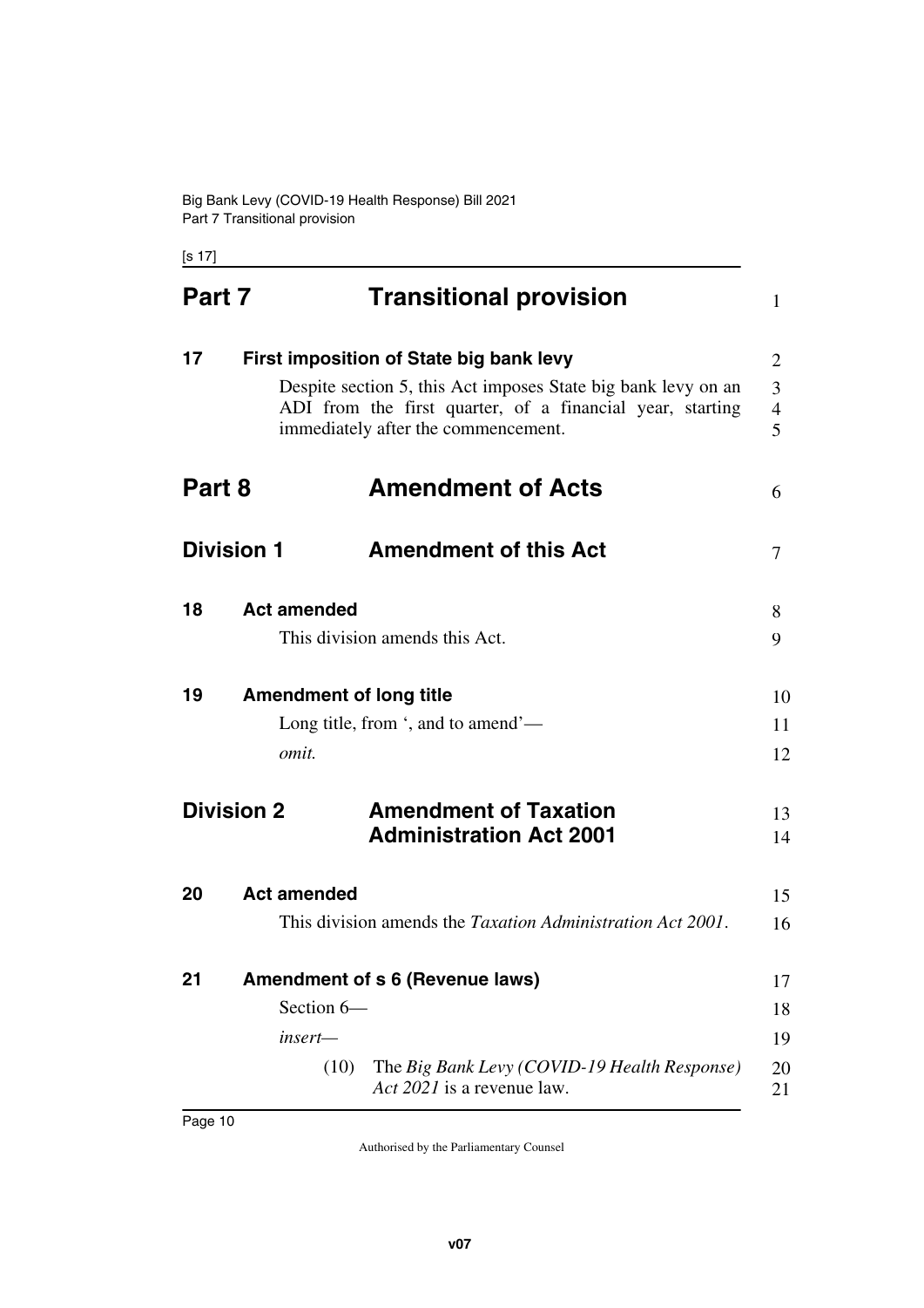# Part 7 Transitional provision

## 17 First imposition of State big bank levy

Despite section 5, this Act imposes State big bank levy on an ADI from the first quarter, of a financial year, starting immediately after the commencement.

# Part 8 Amendment of Acts

## Division 1 Amendment of this Act

### 18 Act amended

This division amends this Act.

### 19 Amendment of long title

Long title, from ', and to amend'—

*omit.*

## Division 2 Amendment of Taxation Administration Act 2001

### 20 Act amended

This division amends the *Taxation Administration Act 2001*.

### 21 Amendment of s 6 (Revenue laws)

Section 6—

*insert—*

(10) The *Big Bank Levy (COVID-19 Health Response) Act 2021* is a revenue law.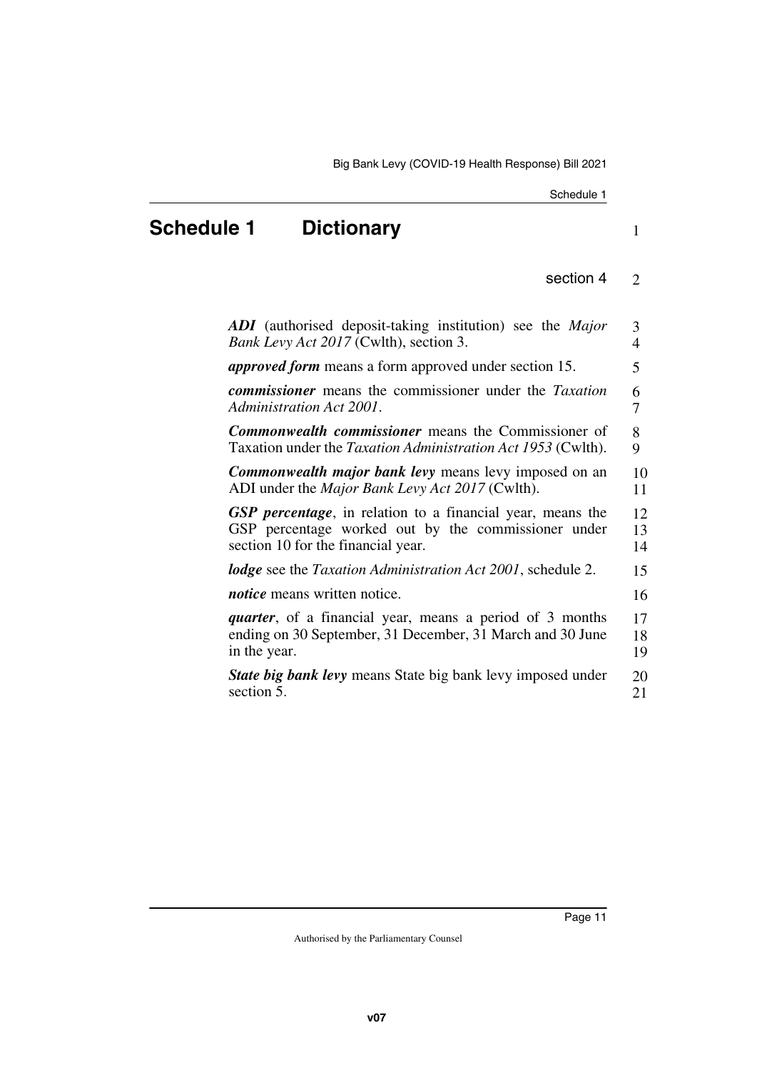# Schedule 1 Dictionary

section 4

***ADI*** (authorised deposit-taking institution) see the *Major Bank Levy Act 2017* (Cwlth), section 3.

***approved form*** means a form approved under section 15.

***commissioner*** means the commissioner under the *Taxation Administration Act 2001*.

***Commonwealth commissioner*** means the Commissioner of Taxation under the *Taxation Administration Act 1953* (Cwlth).

***Commonwealth major bank levy*** means levy imposed on an ADI under the *Major Bank Levy Act 2017* (Cwlth).

***GSP percentage***, in relation to a financial year, means the GSP percentage worked out by the commissioner under section 10 for the financial year.

***lodge*** see the *Taxation Administration Act 2001*, schedule 2.

***notice*** means written notice.

***quarter***, of a financial year, means a period of 3 months ending on 30 September, 31 December, 31 March and 30 June in the year.

***State big bank levy*** means State big bank levy imposed under section 5.